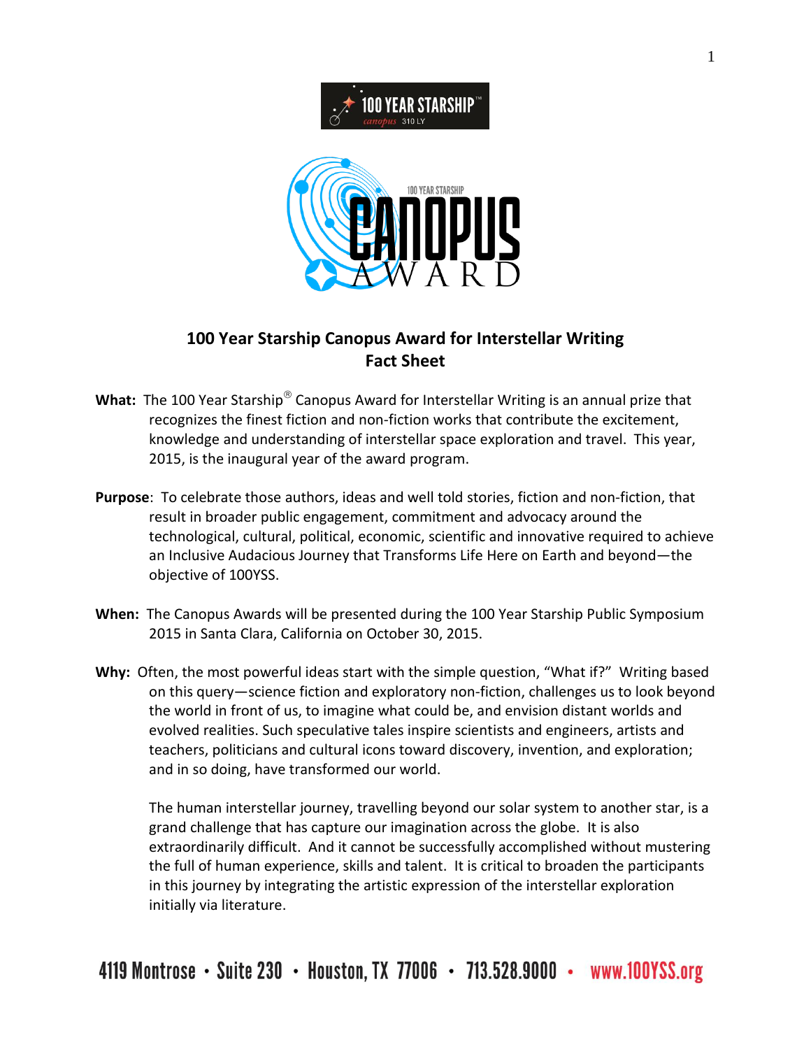**100 Year Starship Canopus Award for Interstellar Writing**
**Fact Sheet**

**What:** The 100 Year Starship® Canopus Award for Interstellar Writing is an annual prize that recognizes the finest fiction and non-fiction works that contribute the excitement, knowledge and understanding of interstellar space exploration and travel. This year, 2015, is the inaugural year of the award program.

**Purpose**: To celebrate those authors, ideas and well told stories, fiction and non-fiction, that result in broader public engagement, commitment and advocacy around the technological, cultural, political, economic, scientific and innovative required to achieve an Inclusive Audacious Journey that Transforms Life Here on Earth and beyond—the objective of 100YSS.

**When:** The Canopus Awards will be presented during the 100 Year Starship Public Symposium 2015 in Santa Clara, California on October 30, 2015.

**Why:** Often, the most powerful ideas start with the simple question, "What if?" Writing based on this query—science fiction and exploratory non-fiction, challenges us to look beyond the world in front of us, to imagine what could be, and envision distant worlds and evolved realities. Such speculative tales inspire scientists and engineers, artists and teachers, politicians and cultural icons toward discovery, invention, and exploration; and in so doing, have transformed our world.

The human interstellar journey, travelling beyond our solar system to another star, is a grand challenge that has capture our imagination across the globe. It is also extraordinarily difficult. And it cannot be successfully accomplished without mustering the full of human experience, skills and talent. It is critical to broaden the participants in this journey by integrating the artistic expression of the interstellar exploration initially via literature.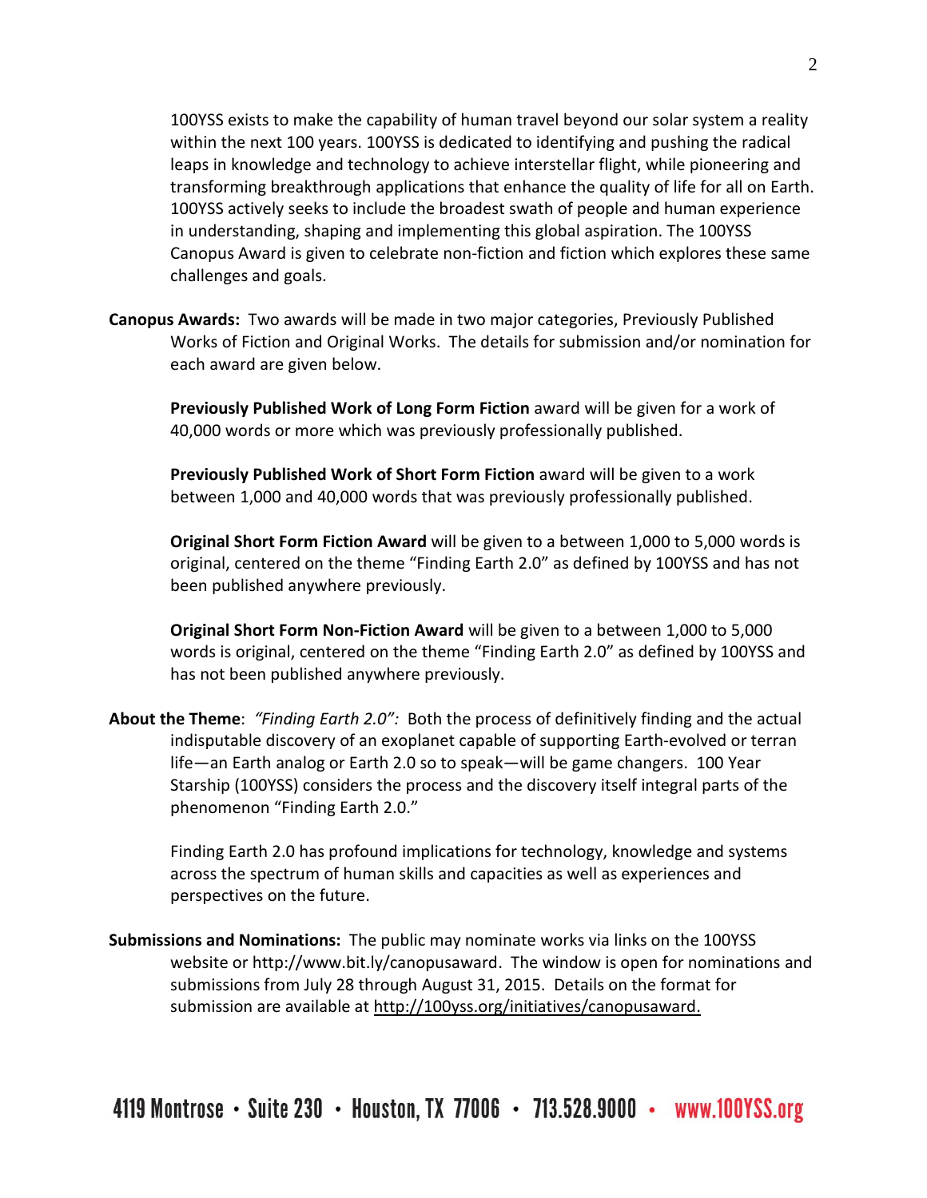100YSS exists to make the capability of human travel beyond our solar system a reality within the next 100 years. 100YSS is dedicated to identifying and pushing the radical leaps in knowledge and technology to achieve interstellar flight, while pioneering and transforming breakthrough applications that enhance the quality of life for all on Earth. 100YSS actively seeks to include the broadest swath of people and human experience in understanding, shaping and implementing this global aspiration. The 100YSS Canopus Award is given to celebrate non-fiction and fiction which explores these same challenges and goals.

**Canopus Awards:** Two awards will be made in two major categories, Previously Published Works of Fiction and Original Works. The details for submission and/or nomination for each award are given below.

**Previously Published Work of Long Form Fiction** award will be given for a work of 40,000 words or more which was previously professionally published.

**Previously Published Work of Short Form Fiction** award will be given to a work between 1,000 and 40,000 words that was previously professionally published.

**Original Short Form Fiction Award** will be given to a between 1,000 to 5,000 words is original, centered on the theme "Finding Earth 2.0" as defined by 100YSS and has not been published anywhere previously.

**Original Short Form Non-Fiction Award** will be given to a between 1,000 to 5,000 words is original, centered on the theme "Finding Earth 2.0" as defined by 100YSS and has not been published anywhere previously.

**About the Theme**: *"Finding Earth 2.0":* Both the process of definitively finding and the actual indisputable discovery of an exoplanet capable of supporting Earth-evolved or terran life—an Earth analog or Earth 2.0 so to speak—will be game changers. 100 Year Starship (100YSS) considers the process and the discovery itself integral parts of the phenomenon "Finding Earth 2.0."

Finding Earth 2.0 has profound implications for technology, knowledge and systems across the spectrum of human skills and capacities as well as experiences and perspectives on the future.

**Submissions and Nominations:** The public may nominate works via links on the 100YSS website or http://www.bit.ly/canopusaward. The window is open for nominations and submissions from July 28 through August 31, 2015. Details on the format for submission are available at http://100yss.org/initiatives/canopusaward.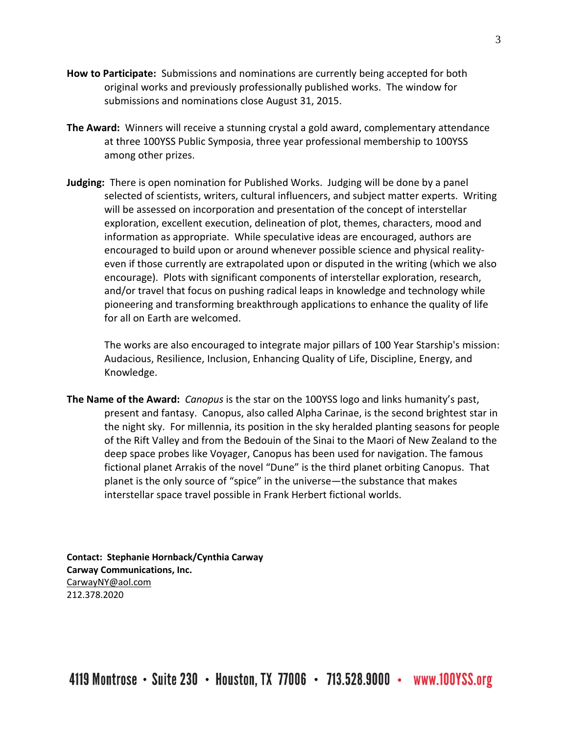**How to Participate:** Submissions and nominations are currently being accepted for both original works and previously professionally published works. The window for submissions and nominations close August 31, 2015.

**The Award:** Winners will receive a stunning crystal a gold award, complementary attendance at three 100YSS Public Symposia, three year professional membership to 100YSS among other prizes.

**Judging:** There is open nomination for Published Works. Judging will be done by a panel selected of scientists, writers, cultural influencers, and subject matter experts. Writing will be assessed on incorporation and presentation of the concept of interstellar exploration, excellent execution, delineation of plot, themes, characters, mood and information as appropriate. While speculative ideas are encouraged, authors are encouraged to build upon or around whenever possible science and physical reality- even if those currently are extrapolated upon or disputed in the writing (which we also encourage). Plots with significant components of interstellar exploration, research, and/or travel that focus on pushing radical leaps in knowledge and technology while pioneering and transforming breakthrough applications to enhance the quality of life for all on Earth are welcomed.

The works are also encouraged to integrate major pillars of 100 Year Starship's mission: Audacious, Resilience, Inclusion, Enhancing Quality of Life, Discipline, Energy, and Knowledge.

**The Name of the Award:** *Canopus* is the star on the 100YSS logo and links humanity's past, present and fantasy. Canopus, also called Alpha Carinae, is the second brightest star in the night sky. For millennia, its position in the sky heralded planting seasons for people of the Rift Valley and from the Bedouin of the Sinai to the Maori of New Zealand to the deep space probes like Voyager, Canopus has been used for navigation. The famous fictional planet Arrakis of the novel "Dune" is the third planet orbiting Canopus. That planet is the only source of "spice" in the universe—the substance that makes interstellar space travel possible in Frank Herbert fictional worlds.

**Contact: Stephanie Hornback/Cynthia Carway**
**Carway Communications, Inc.**
CarwayNY@aol.com
212.378.2020

4119 Montrose • Suite 230 • Houston, TX 77006 • 713.528.9000 • www.100YSS.org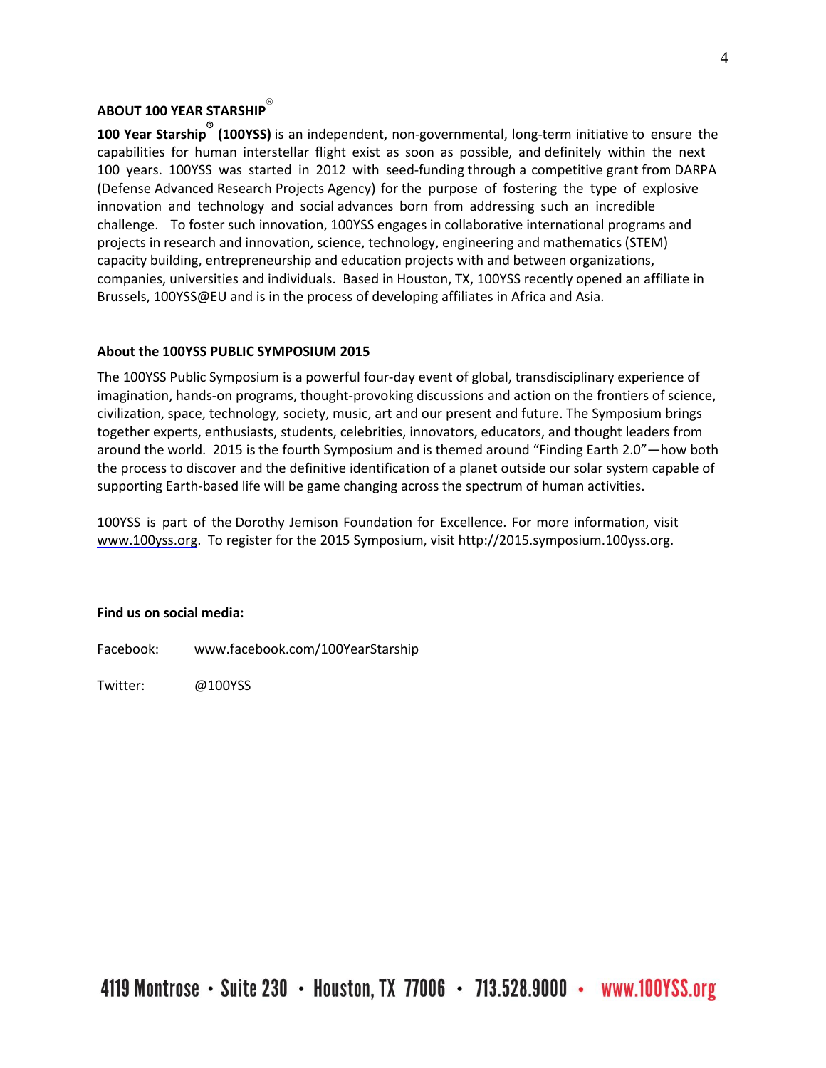## ABOUT 100 YEAR STARSHIP®

**100 Year Starship® (100YSS)** is an independent, non-governmental, long-term initiative to ensure the capabilities for human interstellar flight exist as soon as possible, and definitely within the next 100 years. 100YSS was started in 2012 with seed-funding through a competitive grant from DARPA (Defense Advanced Research Projects Agency) for the purpose of fostering the type of explosive innovation and technology and social advances born from addressing such an incredible challenge. To foster such innovation, 100YSS engages in collaborative international programs and projects in research and innovation, science, technology, engineering and mathematics (STEM) capacity building, entrepreneurship and education projects with and between organizations, companies, universities and individuals. Based in Houston, TX, 100YSS recently opened an affiliate in Brussels, 100YSS@EU and is in the process of developing affiliates in Africa and Asia.

### About the 100YSS PUBLIC SYMPOSIUM 2015

The 100YSS Public Symposium is a powerful four-day event of global, transdisciplinary experience of imagination, hands-on programs, thought-provoking discussions and action on the frontiers of science, civilization, space, technology, society, music, art and our present and future. The Symposium brings together experts, enthusiasts, students, celebrities, innovators, educators, and thought leaders from around the world. 2015 is the fourth Symposium and is themed around "Finding Earth 2.0"—how both the process to discover and the definitive identification of a planet outside our solar system capable of supporting Earth-based life will be game changing across the spectrum of human activities.

100YSS is part of the Dorothy Jemison Foundation for Excellence. For more information, visit www.100yss.org. To register for the 2015 Symposium, visit http://2015.symposium.100yss.org.

**Find us on social media:**

Facebook: www.facebook.com/100YearStarship

Twitter: @100YSS

4119 Montrose • Suite 230 • Houston, TX 77006 • 713.528.9000 • www.100YSS.org